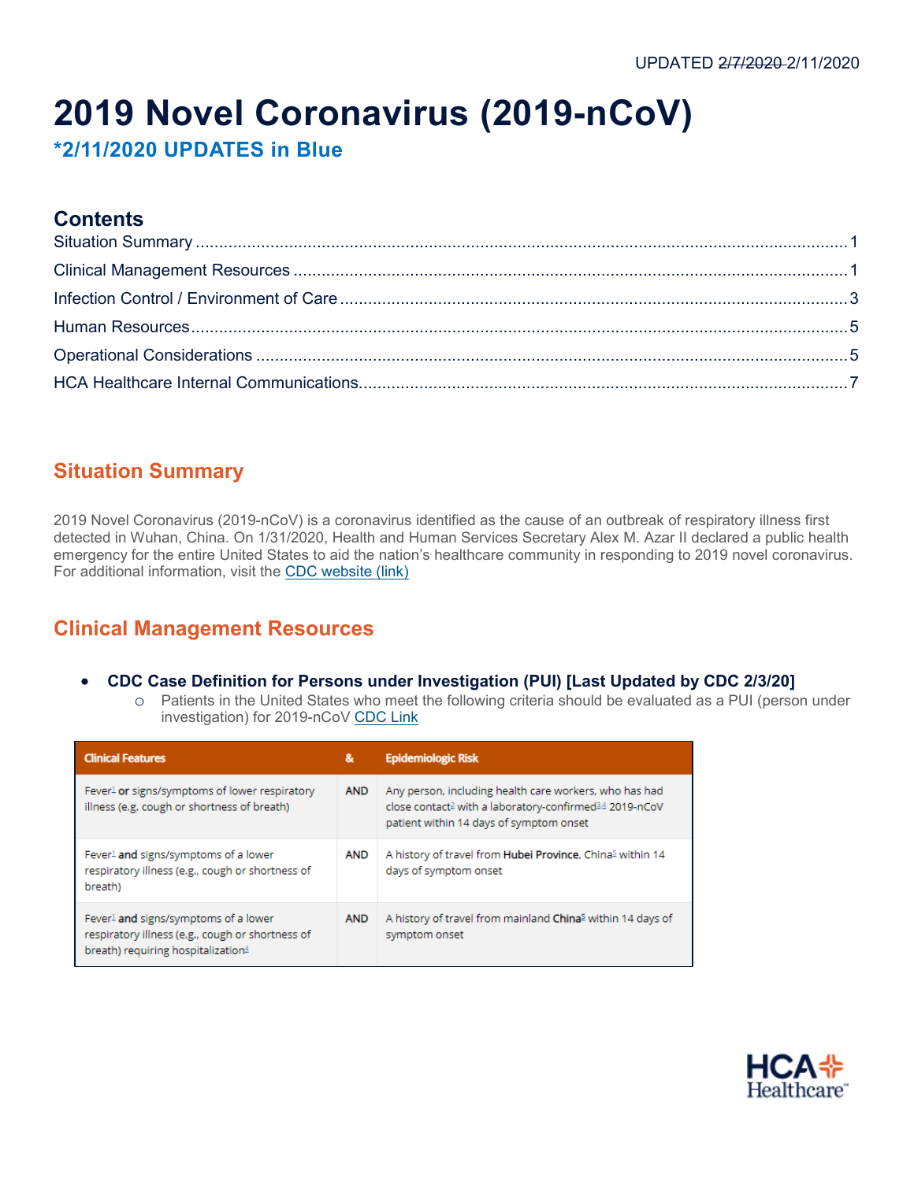UPDATED ~~2/7/2020~~ 2/11/2020

# 2019 Novel Coronavirus (2019-nCoV)

**\*2/11/2020 UPDATES in Blue**

## Contents

Situation Summary ........ 1
Clinical Management Resources ........ 1
Infection Control / Environment of Care ........ 3
Human Resources ........ 5
Operational Considerations ........ 5
HCA Healthcare Internal Communications ........ 7

## Situation Summary

2019 Novel Coronavirus (2019-nCoV) is a coronavirus identified as the cause of an outbreak of respiratory illness first detected in Wuhan, China. On 1/31/2020, Health and Human Services Secretary Alex M. Azar II declared a public health emergency for the entire United States to aid the nation's healthcare community in responding to 2019 novel coronavirus. For additional information, visit the CDC website (link)

## Clinical Management Resources

- **CDC Case Definition for Persons under Investigation (PUI) [Last Updated by CDC 2/3/20]**
  - Patients in the United States who meet the following criteria should be evaluated as a PUI (person under investigation) for 2019-nCoV CDC Link

| Clinical Features | & | Epidemiologic Risk |
|---|---|---|
| Fever[1] **or** signs/symptoms of lower respiratory illness (e.g. cough or shortness of breath) | **AND** | Any person, including health care workers, who has had close contact[2] with a laboratory-confirmed[3,4] 2019-nCoV patient within 14 days of symptom onset |
| Fever[1] **and** signs/symptoms of a lower respiratory illness (e.g., cough or shortness of breath) | **AND** | A history of travel from **Hubei Province**, China[5] within 14 days of symptom onset |
| Fever[1] **and** signs/symptoms of a lower respiratory illness (e.g., cough or shortness of breath) requiring hospitalization[4] | **AND** | A history of travel from mainland **China**[5] within 14 days of symptom onset |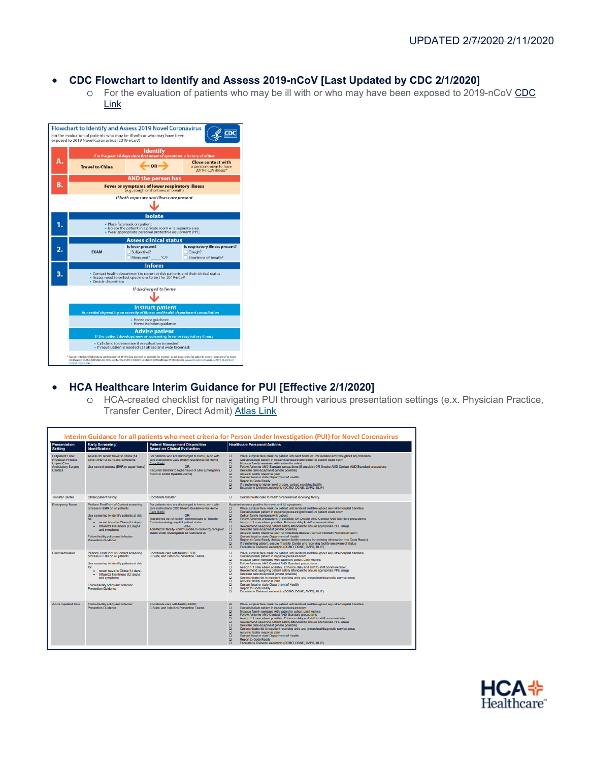UPDATED ~~2/7/2020~~ 2/11/2020

- **CDC Flowchart to Identify and Assess 2019-nCoV [Last Updated by CDC 2/1/2020]**
  - For the evaluation of patients who may be ill with or who may have been exposed to 2019-nCoV CDC Link

**Flowchart to Identify and Assess 2019 Novel Coronavirus**

For the evaluation of patients who may be ill with or who may have been exposed to 2019 Novel Coronavirus (2019-nCoV)

**A. Identify**
*if in the past 14 days since first onset of symptoms a history of either*
Travel to China — OR — Close contact with a person known to have 2019-nCoV illness*

**B. AND the person has**
Fever or symptoms of lower respiratory illness (e.g., cough or shortness of breath)

*if both exposure and illness are present*

**1. Isolate**
- Place facemask on patient
- Isolate the patient in a private room or a separate area
- Wear appropriate personal protective equipment (PPE)

**2. Assess clinical status**
EXAM
Is fever present? ☐ Subjective? ☐ Measured? _____ °C/F
Is respiratory illness present? ☐ Cough? ☐ Shortness of breath?

**3. Inform**
- Contact health department to report at-risk patients and their clinical status
- Assess need to collect specimens to test for 2019-nCoV
- Decide disposition

*If discharged to home*

**Instruct patient**
*As needed depending on severity of illness and health department consultation*
- Home care guidance
- Home isolation guidance

**Advise patient**
*If the patient develops new or worsening fever or respiratory illness*
- Call clinic to determine if reevaluation is needed
- If reevaluation is needed call ahead and wear facemask

\* Documentation of laboratory-confirmation of 2019-nCoV may not be possible for travelers or persons caring for patients in other countries. For more clarification on the definition for close contact see CDC's Interim Guidance for Healthcare Professionals: www.cdc.gov/coronavirus/2019-nCoV/hcp/clinical-criteria.html

- **HCA Healthcare Interim Guidance for PUI [Effective 2/1/2020]**
  - HCA-created checklist for navigating PUI through various presentation settings (e.x. Physician Practice, Transfer Center, Direct Admit) Atlas Link

**Interim Guidance for all patients who meet criteria for Person Under Investigation (PUI) for Novel Coronavirus**

| Presentation Setting | Early Screening/ Identification | Patient Management Disposition Based on Clinical Evaluation | Healthcare Personnel Actions |
|---|---|---|---|
| Outpatient Clinic Physician Practice Urgent Care Ambulatory Surgery Centers | Assess for recent travel to China (14 days) AND ILI signs and symptoms<br>Use current process (EHR or paper forms) | For patients who are discharged to home, send with care instructions CDC Interim Guidelines for Home Care (Link)<br>-OR-<br>Requires transfer to higher level of care (Emergency Room or Direct Inpatient Admit) | ☐ Place surgical face mask on patient until sent home or until isolated and throughout any transfers<br>☐ Contain/isolate patient in negative pressure (preferred) or patient exam room<br>☐ Manage family members with patient in cohort<br>☐ Follow Airborne AND Standard precautions (if possible) OR Droplet AND Contact AND Standard precautions<br>☐ Dedicate care equipment (where possible)<br>☐ Activate facility response plan<br>☐ Contact local or state Department of Health<br>☐ Report to Code Ready<br>☐ If transferring to higher level of care, contact receiving facility<br>☐ Escalate to Division Leadership (DCMO, DCNE, DVPQ, DLIP) |
| Transfer Center | Obtain patient history | Coordinate transfer | ☐ Communicate case to healthcare teams at receiving facility |
| Emergency Room | Perform First Point of Contact screening process in EHR on all patients.<br>Use screening to identify patients at risk for:<br>• recent travel to China (14 days)<br>• Influenza like illness (ILI) signs and symptoms<br>Follow facility policy and Infection Prevention Guidance | For patients who are discharged to home, send with care instructions CDC Interim Guidelines for Home Care (Link)<br>-OR-<br>Transferred out of facility- communicate to Transfer Center/receiving hospital patient status<br>-OR-<br>Admitted to facility- communicate to receiving caregiver that is under investigation for Coronavirus | If patient screens positive for travel and ILI symptoms:<br>☐ Place surgical face mask on patient until isolated and throughout any intra-hospital transfers<br>☐ Contain/isolate patient in negative pressure (preferred) or patient exam room<br>☐ Cohort family members with patient<br>☐ Follow Airborne precautions (if possible) OR Droplet AND Contact AND Standard precautions<br>☐ Assign 1:1 care where possible. Enhance daily & shift communication.<br>☐ Recommend assigning patient safety attendant to ensure appropriate PPE usage<br>☐ Dedicate care equipment (where possible)<br>☐ Activate facility response plan for infectious disease (consult Infection Prevention team)<br>☐ Contact local or state Department of Health<br>☐ Report to Code Ready (follow current facility process for entering information into Code Ready)<br>☐ If transferring patient, ensure Transfer Center and receiving facility are aware of status<br>☐ Escalate to Division Leadership (DCMO, DCNE, DVPQ, DLIP) |
| Direct Admission | Perform First Point of Contact screening process in EHR on all patients.<br>Use screening to identify patients at risk for:<br>• recent travel to China (14 days)<br>• Influenza like illness (ILI) signs and symptoms<br>Follow facility policy and Infection Prevention Guidance | Coordinate care with facility EEOC, C Suite, and Infection Prevention Teams | ☐ Place surgical face mask on patient until isolated and throughout any intra-hospital transfers<br>☐ Contain/isolate patient in negative pressure room<br>☐ Manage family members with patient in cohort. Limit visitors<br>☐ Follow Airborne AND Contact AND Standard precautions<br>☐ Assign 1:1 care where possible. Enhance daily and shift communication.<br>☐ Recommend assigning patient safety attendant to ensure appropriate PPE usage<br>☐ Dedicate care equipment (where possible)<br>☐ Communicate risk to inpatient receiving units and procedural/diagnostic service areas<br>☐ Activate facility response plan<br>☐ Contact local or state Department of Health<br>☐ Report to Code Ready<br>☐ Escalate to Division Leadership (DCMO, DCNE, DVPQ, DLIP) |
| Acute Inpatient Care | Follow facility policy and Infection Prevention Guidance | Coordinate care with facility EEOC, C Suite, and Infection Prevention Teams | ☐ Place surgical face mask on patient until isolated and throughout any intra-hospital transfers<br>☐ Contain/isolate patient in negative pressure room<br>☐ Manage family members with patient in cohort. Limit visitors<br>☐ Follow Airborne AND Contact AND Standard precautions<br>☐ Assign 1:1 care where possible. Enhance daily and shift communication.<br>☐ Recommend assigning patient safety attendant to ensure appropriate PPE usage<br>☐ Dedicate care equipment (where possible)<br>☐ Communicate risk to inpatient receiving units and procedural/diagnostic service areas<br>☐ Activate facility response plan<br>☐ Contact local or state Department of Health<br>☐ Report to Code Ready<br>☐ Escalate to Division Leadership (DCMO, DCNE, DVPQ, DLIP) |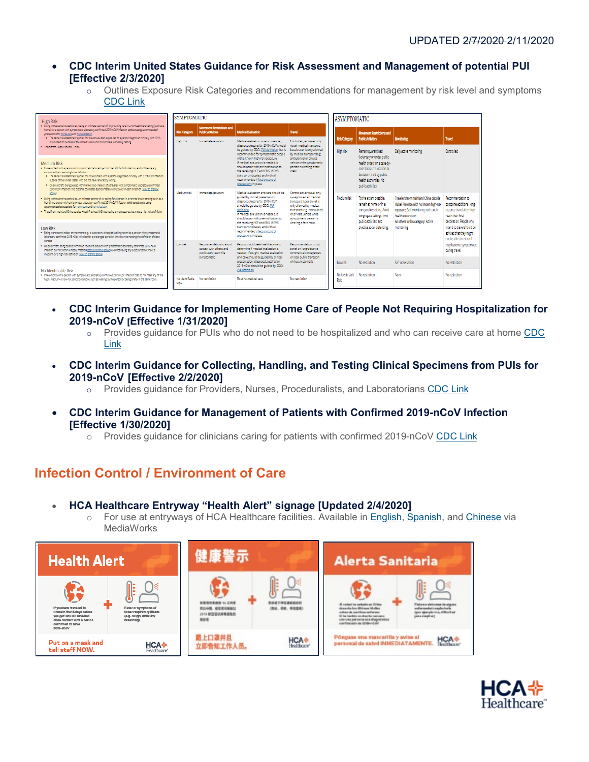UPDATED ~~2/7/2020~~ 2/11/2020

- **CDC Interim United States Guidance for Risk Assessment and Management of potential PUI [Effective 2/3/2020]**
  - Outlines Exposure Risk Categories and recommendations for management by risk level and symptoms [CDC Link]

- **CDC Interim Guidance for Implementing Home Care of People Not Requiring Hospitalization for 2019-nCoV [Effective 1/31/2020]**
  - Provides guidance for PUIs who do not need to be hospitalized and who can receive care at home [CDC Link]

- **CDC Interim Guidance for Collecting, Handling, and Testing Clinical Specimens from PUIs for 2019-nCoV [Effective 2/2/2020]**
  - Provides guidance for Providers, Nurses, Proceduralists, and Laboratorians [CDC Link]

- **CDC Interim Guidance for Management of Patients with Confirmed 2019-nCoV Infection [Effective 1/30/2020]**
  - Provides guidance for clinicians caring for patients with confirmed 2019-nCoV [CDC Link]

## Infection Control / Environment of Care

- **HCA Healthcare Entryway "Health Alert" signage [Updated 2/4/2020]**
  - For use at entryways of HCA Healthcare facilities. Available in English, Spanish, and Chinese via MediaWorks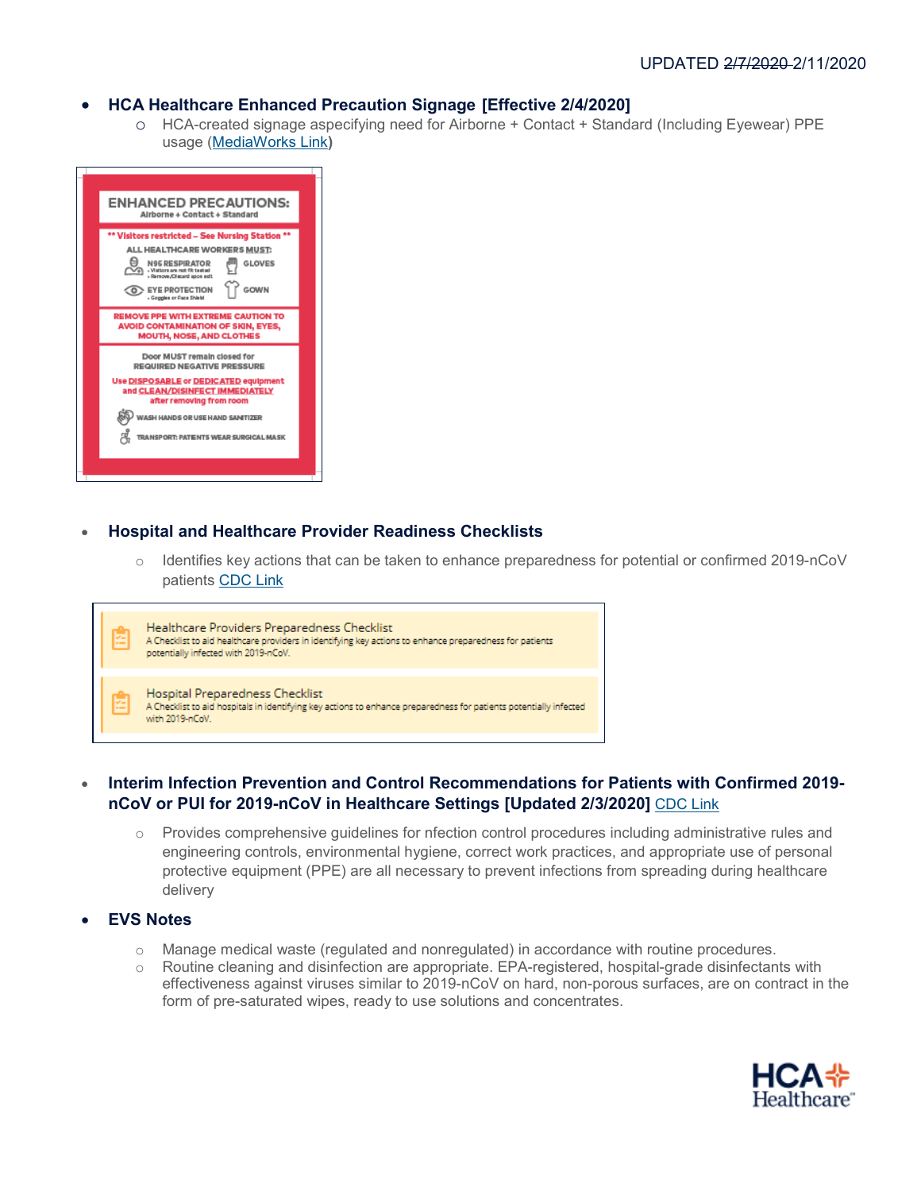UPDATED ~~2/7/2020~~ 2/11/2020

- **HCA Healthcare Enhanced Precaution Signage [Effective 2/4/2020]**
  - HCA-created signage aspecifying need for Airborne + Contact + Standard (Including Eyewear) PPE usage (MediaWorks Link)

ENHANCED PRECAUTIONS:
Airborne + Contact + Standard

** Visitors restricted – See Nursing Station **

ALL HEALTHCARE WORKERS MUST:

N95 RESPIRATOR
- Visitors are not fit tested
- Remove/Discard upon exit

GLOVES

EYE PROTECTION
- Goggles or Face Shield

GOWN

REMOVE PPE WITH EXTREME CAUTION TO AVOID CONTAMINATION OF SKIN, EYES, MOUTH, NOSE, AND CLOTHES

Door MUST remain closed for REQUIRED NEGATIVE PRESSURE

Use DISPOSABLE or DEDICATED equipment and CLEAN/DISINFECT IMMEDIATELY after removing from room

WASH HANDS OR USE HAND SANITIZER

TRANSPORT: PATIENTS WEAR SURGICAL MASK

- **Hospital and Healthcare Provider Readiness Checklists**
  - Identifies key actions that can be taken to enhance preparedness for potential or confirmed 2019-nCoV patients CDC Link

Healthcare Providers Preparedness Checklist
A Checklist to aid healthcare providers in identifying key actions to enhance preparedness for patients potentially infected with 2019-nCoV.

Hospital Preparedness Checklist
A Checklist to aid hospitals in identifying key actions to enhance preparedness for patients potentially infected with 2019-nCoV.

- **Interim Infection Prevention and Control Recommendations for Patients with Confirmed 2019-nCoV or PUI for 2019-nCoV in Healthcare Settings [Updated 2/3/2020]** CDC Link
  - Provides comprehensive guidelines for nfection control procedures including administrative rules and engineering controls, environmental hygiene, correct work practices, and appropriate use of personal protective equipment (PPE) are all necessary to prevent infections from spreading during healthcare delivery

- **EVS Notes**
  - Manage medical waste (regulated and nonregulated) in accordance with routine procedures.
  - Routine cleaning and disinfection are appropriate. EPA-registered, hospital-grade disinfectants with effectiveness against viruses similar to 2019-nCoV on hard, non-porous surfaces, are on contract in the form of pre-saturated wipes, ready to use solutions and concentrates.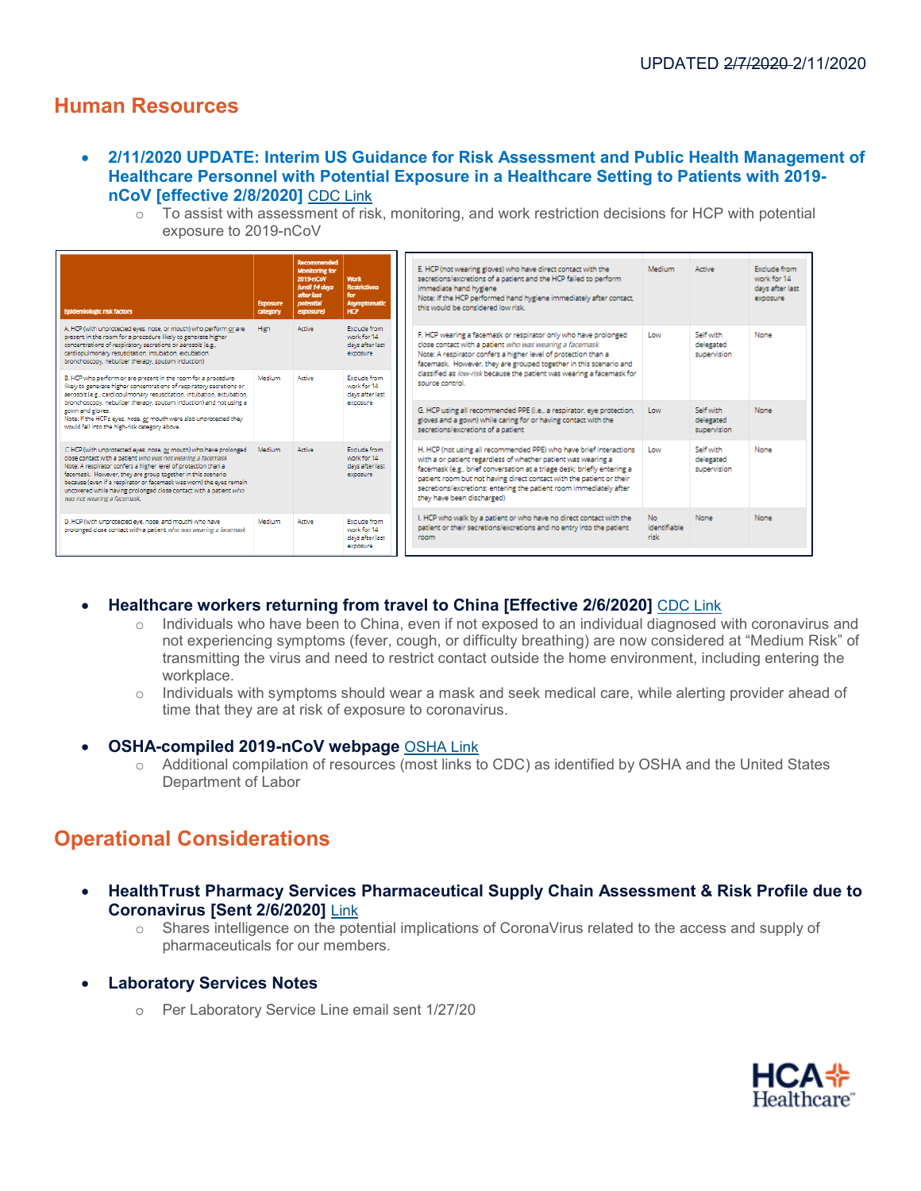UPDATED ~~2/7/2020~~ 2/11/2020

## Human Resources

- **2/11/2020 UPDATE: Interim US Guidance for Risk Assessment and Public Health Management of Healthcare Personnel with Potential Exposure in a Healthcare Setting to Patients with 2019-nCoV [effective 2/8/2020]** CDC Link
  - To assist with assessment of risk, monitoring, and work restriction decisions for HCP with potential exposure to 2019-nCoV

| Epidemiologic risk factors | Exposure category | Recommended Monitoring for 2019-nCoV (until 14 days after last potential exposure) | Work Restrictions for Asymptomatic HCP |
|---|---|---|---|
| A. HCP (with unprotected eyes, nose, or mouth) who perform or are present in the room for a procedure likely to generate higher concentrations of respiratory secretions or aerosols (e.g., cardiopulmonary resuscitation, intubation, extubation, bronchoscopy, nebulizer therapy, sputum induction) | High | Active | Exclude from work for 14 days after last exposure |
| B. HCP who perform or are present in the room for a procedure likely to generate higher concentrations of respiratory secretions or aerosols (e.g., cardiopulmonary resuscitation, intubation, extubation, bronchoscopy, nebulizer therapy, sputum induction) and not using a gown and gloves. Note: If the HCP's eyes, nose, or mouth were also unprotected they would fall into the high-risk category above. | Medium | Active | Exclude from work for 14 days after last exposure |
| C. HCP (with unprotected eyes, nose, or mouth) who have prolonged close contact with a patient *who was not wearing a facemask* Note: A respirator confers a higher level of protection than a facemask. However, they are group together in this scenario because (even if a respirator or facemask was worn) the eyes remain uncovered while having prolonged close contact with a patient *who was not wearing a facemask.* | Medium | Active | Exclude from work for 14 days after last exposure |
| D. HCP (with unprotected eye, nose, and mouth) who have prolonged close contact with a patient *who was wearing a facemask* | Medium | Active | Exclude from work for 14 days after last exposure |
| E. HCP (not wearing gloves) who have direct contact with the secretions/excretions of a patient and the HCP failed to perform immediate hand hygiene Note: If the HCP performed hand hygiene immediately after contact, this would be considered low risk. | Medium | Active | Exclude from work for 14 days after last exposure |
| F. HCP wearing a facemask or respirator only who have prolonged close contact with a patient *who was wearing a facemask* Note: A respirator confers a higher level of protection than a facemask. However, they are grouped together in this scenario and classified as *low-risk* because the patient was wearing a facemask for source control. | Low | Self with delegated supervision | None |
| G. HCP using all recommended PPE (i.e., a respirator, eye protection, gloves and a gown) while caring for or having contact with the secretions/excretions of a patient | Low | Self with delegated supervision | None |
| H. HCP (not using all recommended PPE) who have brief interactions with a or patient regardless of whether patient was wearing a facemask (e.g., brief conversation at a triage desk; briefly entering a patient room but not having direct contact with the patient or their secretions/excretions; entering the patient room immediately after they have been discharged) | Low | Self with delegated supervision | None |
| I. HCP who walk by a patient or who have no direct contact with the patient or their secretions/excretions and no entry into the patient room | No identifiable risk | None | None |

- **Healthcare workers returning from travel to China [Effective 2/6/2020]** CDC Link
  - Individuals who have been to China, even if not exposed to an individual diagnosed with coronavirus and not experiencing symptoms (fever, cough, or difficulty breathing) are now considered at "Medium Risk" of transmitting the virus and need to restrict contact outside the home environment, including entering the workplace.
  - Individuals with symptoms should wear a mask and seek medical care, while alerting provider ahead of time that they are at risk of exposure to coronavirus.

- **OSHA-compiled 2019-nCoV webpage** OSHA Link
  - Additional compilation of resources (most links to CDC) as identified by OSHA and the United States Department of Labor

## Operational Considerations

- **HealthTrust Pharmacy Services Pharmaceutical Supply Chain Assessment & Risk Profile due to Coronavirus [Sent 2/6/2020]** Link
  - Shares intelligence on the potential implications of CoronaVirus related to the access and supply of pharmaceuticals for our members.

- **Laboratory Services Notes**
  - Per Laboratory Service Line email sent 1/27/20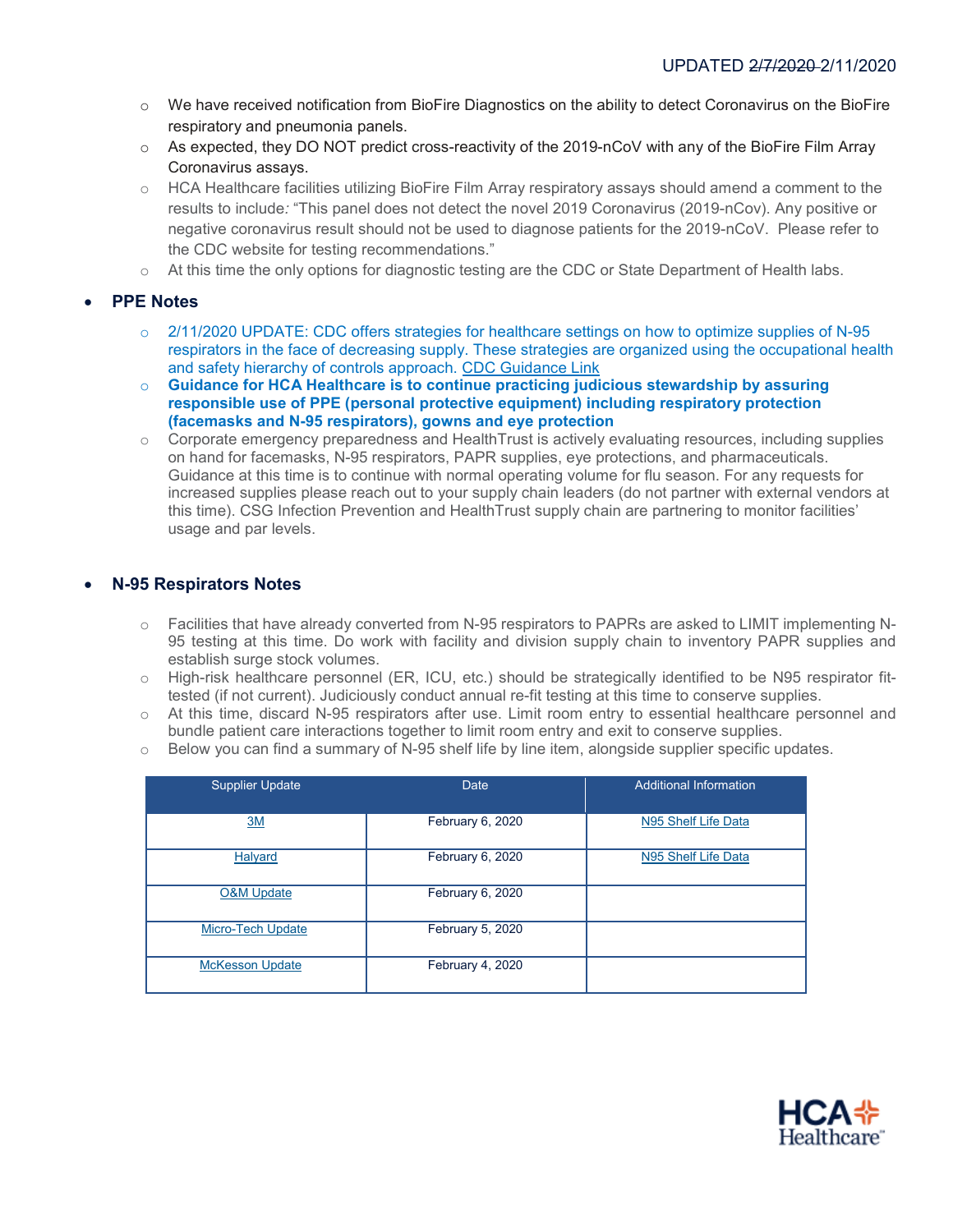UPDATED ~~2/7/2020~~ 2/11/2020

- We have received notification from BioFire Diagnostics on the ability to detect Coronavirus on the BioFire respiratory and pneumonia panels.
- As expected, they DO NOT predict cross-reactivity of the 2019-nCoV with any of the BioFire Film Array Coronavirus assays.
- HCA Healthcare facilities utilizing BioFire Film Array respiratory assays should amend a comment to the results to include: "This panel does not detect the novel 2019 Coronavirus (2019-nCov). Any positive or negative coronavirus result should not be used to diagnose patients for the 2019-nCoV. Please refer to the CDC website for testing recommendations."
- At this time the only options for diagnostic testing are the CDC or State Department of Health labs.

- **PPE Notes**
  - 2/11/2020 UPDATE: CDC offers strategies for healthcare settings on how to optimize supplies of N-95 respirators in the face of decreasing supply. These strategies are organized using the occupational health and safety hierarchy of controls approach. CDC Guidance Link
  - **Guidance for HCA Healthcare is to continue practicing judicious stewardship by assuring responsible use of PPE (personal protective equipment) including respiratory protection (facemasks and N-95 respirators), gowns and eye protection**
  - Corporate emergency preparedness and HealthTrust is actively evaluating resources, including supplies on hand for facemasks, N-95 respirators, PAPR supplies, eye protections, and pharmaceuticals. Guidance at this time is to continue with normal operating volume for flu season. For any requests for increased supplies please reach out to your supply chain leaders (do not partner with external vendors at this time). CSG Infection Prevention and HealthTrust supply chain are partnering to monitor facilities' usage and par levels.

- **N-95 Respirators Notes**
  - Facilities that have already converted from N-95 respirators to PAPRs are asked to LIMIT implementing N-95 testing at this time. Do work with facility and division supply chain to inventory PAPR supplies and establish surge stock volumes.
  - High-risk healthcare personnel (ER, ICU, etc.) should be strategically identified to be N95 respirator fit-tested (if not current). Judiciously conduct annual re-fit testing at this time to conserve supplies.
  - At this time, discard N-95 respirators after use. Limit room entry to essential healthcare personnel and bundle patient care interactions together to limit room entry and exit to conserve supplies.
  - Below you can find a summary of N-95 shelf life by line item, alongside supplier specific updates.

| Supplier Update | Date | Additional Information |
|---|---|---|
| 3M | February 6, 2020 | N95 Shelf Life Data |
| Halyard | February 6, 2020 | N95 Shelf Life Data |
| O&M Update | February 6, 2020 | |
| Micro-Tech Update | February 5, 2020 | |
| McKesson Update | February 4, 2020 | |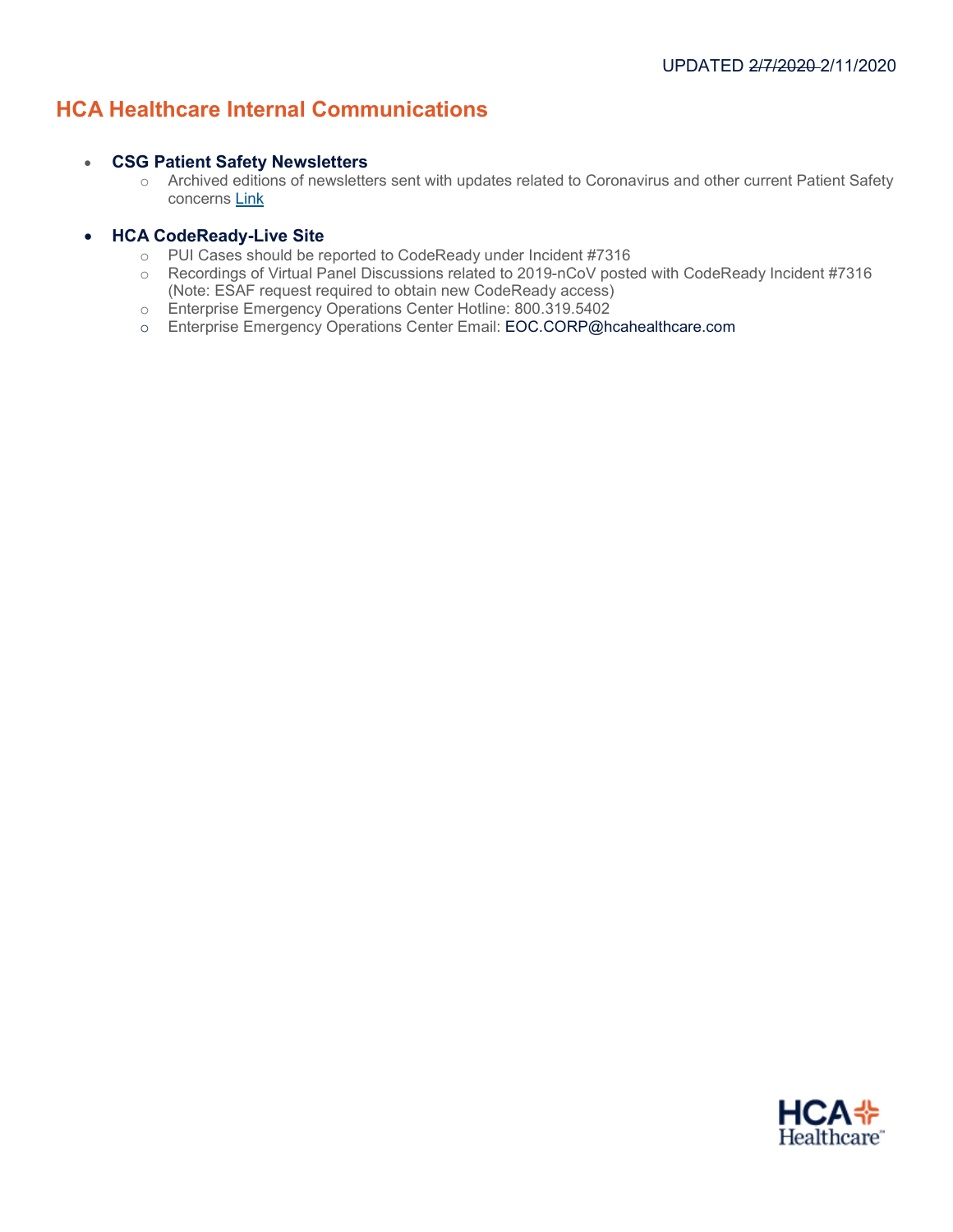UPDATED ~~2/7/2020~~ 2/11/2020

## HCA Healthcare Internal Communications

- **CSG Patient Safety Newsletters**
  - Archived editions of newsletters sent with updates related to Coronavirus and other current Patient Safety concerns Link
- **HCA CodeReady-Live Site**
  - PUI Cases should be reported to CodeReady under Incident #7316
  - Recordings of Virtual Panel Discussions related to 2019-nCoV posted with CodeReady Incident #7316 (Note: ESAF request required to obtain new CodeReady access)
  - Enterprise Emergency Operations Center Hotline: 800.319.5402
  - Enterprise Emergency Operations Center Email: EOC.CORP@hcahealthcare.com